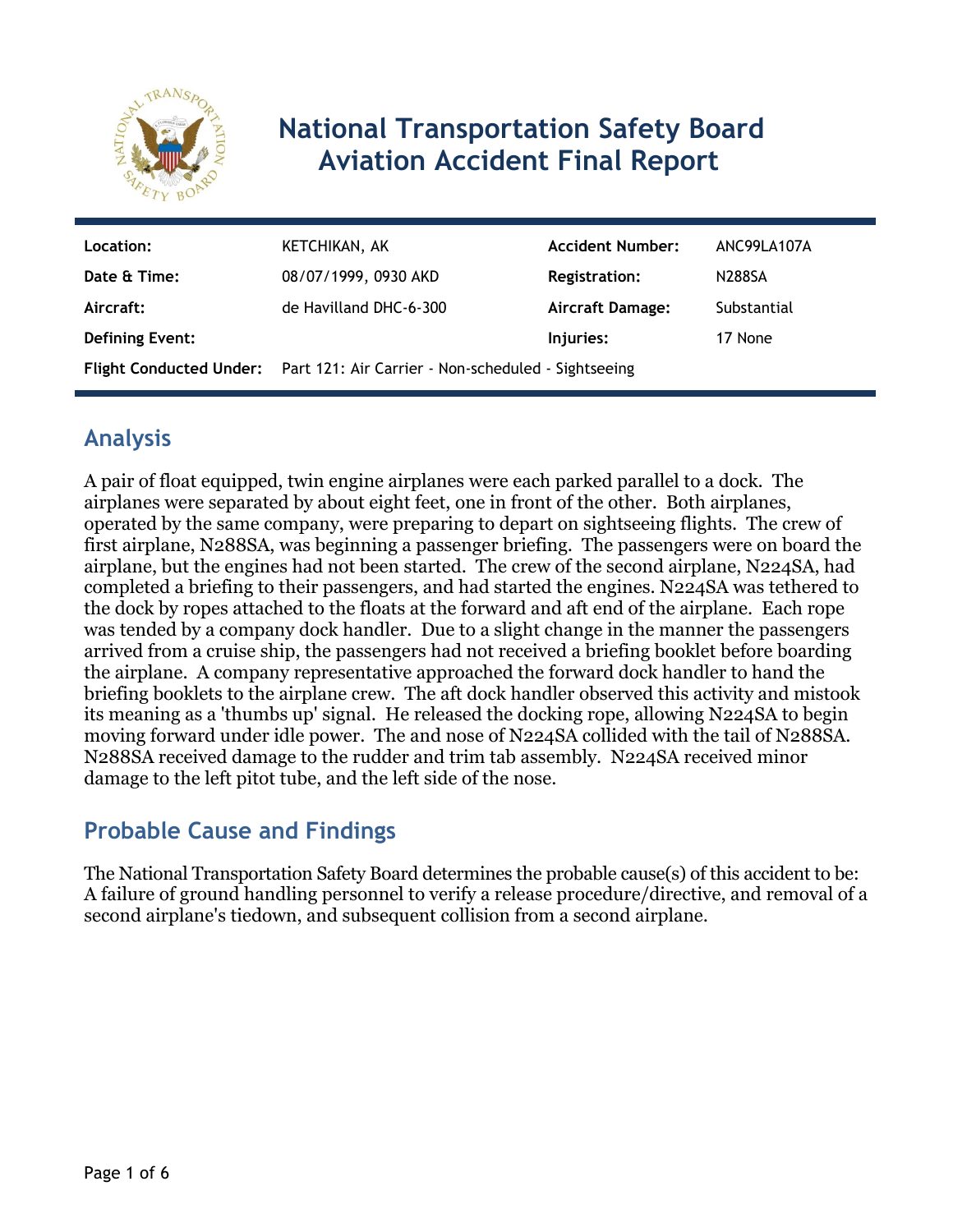# National Transportation Safety Board Aviation Accident Final Report

| | | | |
|---|---|---|---|
| **Location:** | KETCHIKAN, AK | **Accident Number:** | ANC99LA107A |
| **Date & Time:** | 08/07/1999, 0930 AKD | **Registration:** | N288SA |
| **Aircraft:** | de Havilland DHC-6-300 | **Aircraft Damage:** | Substantial |
| **Defining Event:** | | **Injuries:** | 17 None |
| **Flight Conducted Under:** | Part 121: Air Carrier - Non-scheduled - Sightseeing | | |

## Analysis

A pair of float equipped, twin engine airplanes were each parked parallel to a dock. The airplanes were separated by about eight feet, one in front of the other. Both airplanes, operated by the same company, were preparing to depart on sightseeing flights. The crew of first airplane, N288SA, was beginning a passenger briefing. The passengers were on board the airplane, but the engines had not been started. The crew of the second airplane, N224SA, had completed a briefing to their passengers, and had started the engines. N224SA was tethered to the dock by ropes attached to the floats at the forward and aft end of the airplane. Each rope was tended by a company dock handler. Due to a slight change in the manner the passengers arrived from a cruise ship, the passengers had not received a briefing booklet before boarding the airplane. A company representative approached the forward dock handler to hand the briefing booklets to the airplane crew. The aft dock handler observed this activity and mistook its meaning as a 'thumbs up' signal. He released the docking rope, allowing N224SA to begin moving forward under idle power. The and nose of N224SA collided with the tail of N288SA. N288SA received damage to the rudder and trim tab assembly. N224SA received minor damage to the left pitot tube, and the left side of the nose.

## Probable Cause and Findings

The National Transportation Safety Board determines the probable cause(s) of this accident to be:
A failure of ground handling personnel to verify a release procedure/directive, and removal of a second airplane's tiedown, and subsequent collision from a second airplane.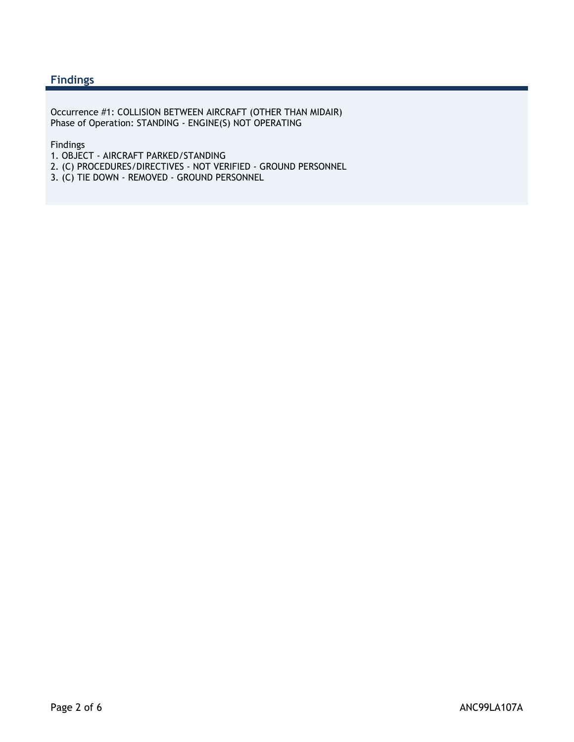## Findings

Occurrence #1: COLLISION BETWEEN AIRCRAFT (OTHER THAN MIDAIR)
Phase of Operation: STANDING - ENGINE(S) NOT OPERATING

Findings
1. OBJECT - AIRCRAFT PARKED/STANDING
2. (C) PROCEDURES/DIRECTIVES - NOT VERIFIED - GROUND PERSONNEL
3. (C) TIE DOWN - REMOVED - GROUND PERSONNEL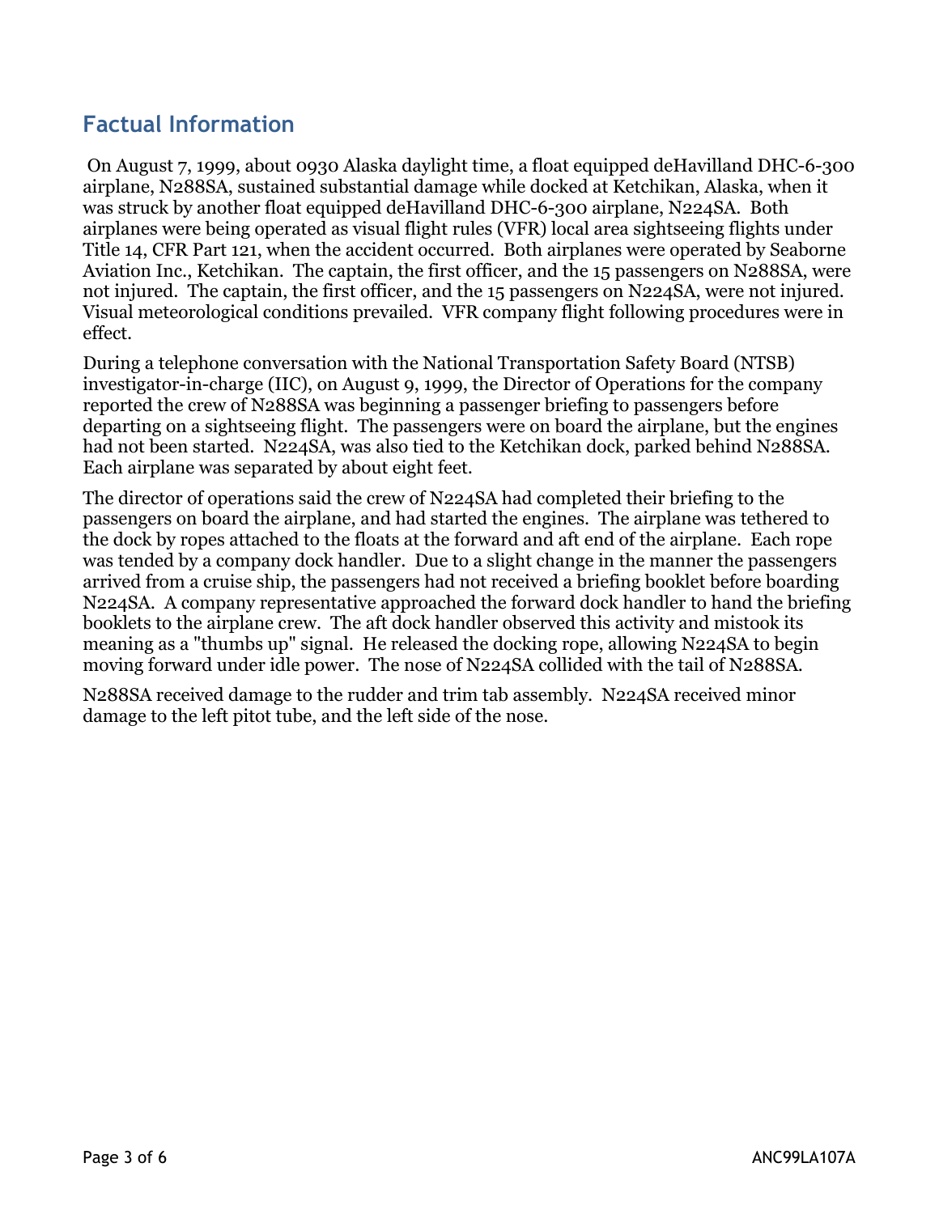## Factual Information

On August 7, 1999, about 0930 Alaska daylight time, a float equipped deHavilland DHC-6-300 airplane, N288SA, sustained substantial damage while docked at Ketchikan, Alaska, when it was struck by another float equipped deHavilland DHC-6-300 airplane, N224SA. Both airplanes were being operated as visual flight rules (VFR) local area sightseeing flights under Title 14, CFR Part 121, when the accident occurred. Both airplanes were operated by Seaborne Aviation Inc., Ketchikan. The captain, the first officer, and the 15 passengers on N288SA, were not injured. The captain, the first officer, and the 15 passengers on N224SA, were not injured. Visual meteorological conditions prevailed. VFR company flight following procedures were in effect.

During a telephone conversation with the National Transportation Safety Board (NTSB) investigator-in-charge (IIC), on August 9, 1999, the Director of Operations for the company reported the crew of N288SA was beginning a passenger briefing to passengers before departing on a sightseeing flight. The passengers were on board the airplane, but the engines had not been started. N224SA, was also tied to the Ketchikan dock, parked behind N288SA. Each airplane was separated by about eight feet.

The director of operations said the crew of N224SA had completed their briefing to the passengers on board the airplane, and had started the engines. The airplane was tethered to the dock by ropes attached to the floats at the forward and aft end of the airplane. Each rope was tended by a company dock handler. Due to a slight change in the manner the passengers arrived from a cruise ship, the passengers had not received a briefing booklet before boarding N224SA. A company representative approached the forward dock handler to hand the briefing booklets to the airplane crew. The aft dock handler observed this activity and mistook its meaning as a "thumbs up" signal. He released the docking rope, allowing N224SA to begin moving forward under idle power. The nose of N224SA collided with the tail of N288SA.

N288SA received damage to the rudder and trim tab assembly. N224SA received minor damage to the left pitot tube, and the left side of the nose.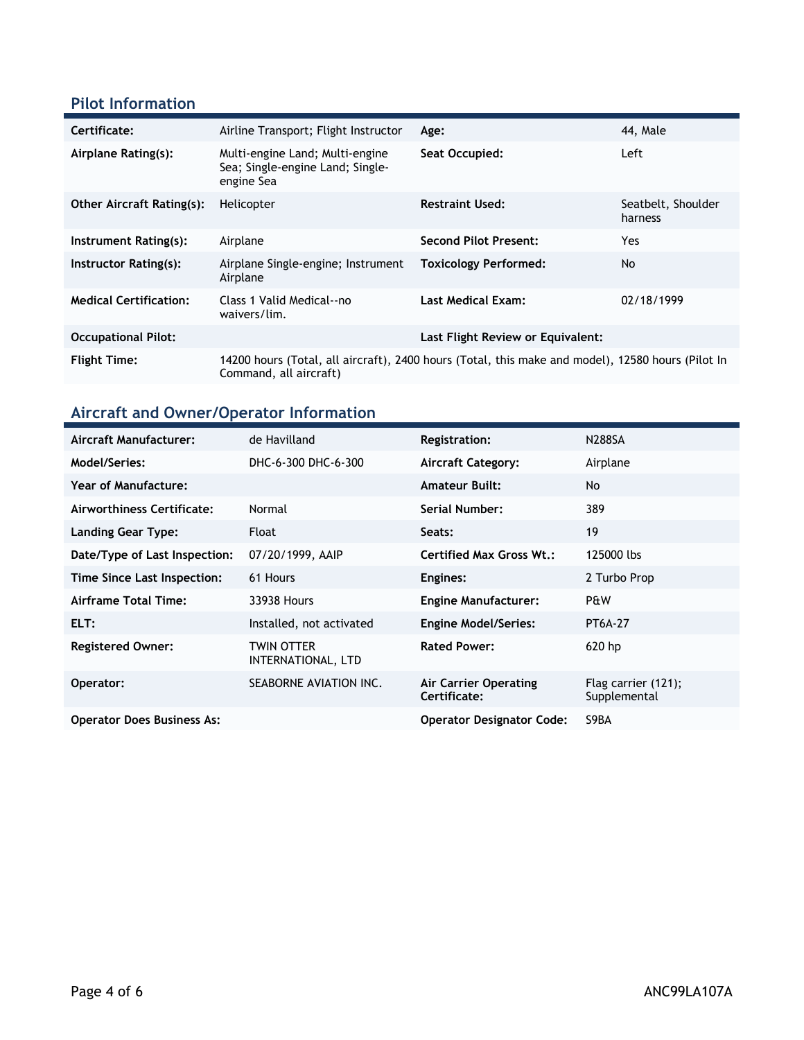## Pilot Information

| | | | |
|---|---|---|---|
| **Certificate:** | Airline Transport; Flight Instructor | **Age:** | 44, Male |
| **Airplane Rating(s):** | Multi-engine Land; Multi-engine Sea; Single-engine Land; Single-engine Sea | **Seat Occupied:** | Left |
| **Other Aircraft Rating(s):** | Helicopter | **Restraint Used:** | Seatbelt, Shoulder harness |
| **Instrument Rating(s):** | Airplane | **Second Pilot Present:** | Yes |
| **Instructor Rating(s):** | Airplane Single-engine; Instrument Airplane | **Toxicology Performed:** | No |
| **Medical Certification:** | Class 1 Valid Medical--no waivers/lim. | **Last Medical Exam:** | 02/18/1999 |
| **Occupational Pilot:** | | **Last Flight Review or Equivalent:** | |
| **Flight Time:** | 14200 hours (Total, all aircraft), 2400 hours (Total, this make and model), 12580 hours (Pilot In Command, all aircraft) | | |

## Aircraft and Owner/Operator Information

| | | | |
|---|---|---|---|
| **Aircraft Manufacturer:** | de Havilland | **Registration:** | N288SA |
| **Model/Series:** | DHC-6-300 DHC-6-300 | **Aircraft Category:** | Airplane |
| **Year of Manufacture:** | | **Amateur Built:** | No |
| **Airworthiness Certificate:** | Normal | **Serial Number:** | 389 |
| **Landing Gear Type:** | Float | **Seats:** | 19 |
| **Date/Type of Last Inspection:** | 07/20/1999, AAIP | **Certified Max Gross Wt.:** | 125000 lbs |
| **Time Since Last Inspection:** | 61 Hours | **Engines:** | 2 Turbo Prop |
| **Airframe Total Time:** | 33938 Hours | **Engine Manufacturer:** | P&W |
| **ELT:** | Installed, not activated | **Engine Model/Series:** | PT6A-27 |
| **Registered Owner:** | TWIN OTTER INTERNATIONAL, LTD | **Rated Power:** | 620 hp |
| **Operator:** | SEABORNE AVIATION INC. | **Air Carrier Operating Certificate:** | Flag carrier (121); Supplemental |
| **Operator Does Business As:** | | **Operator Designator Code:** | S9BA |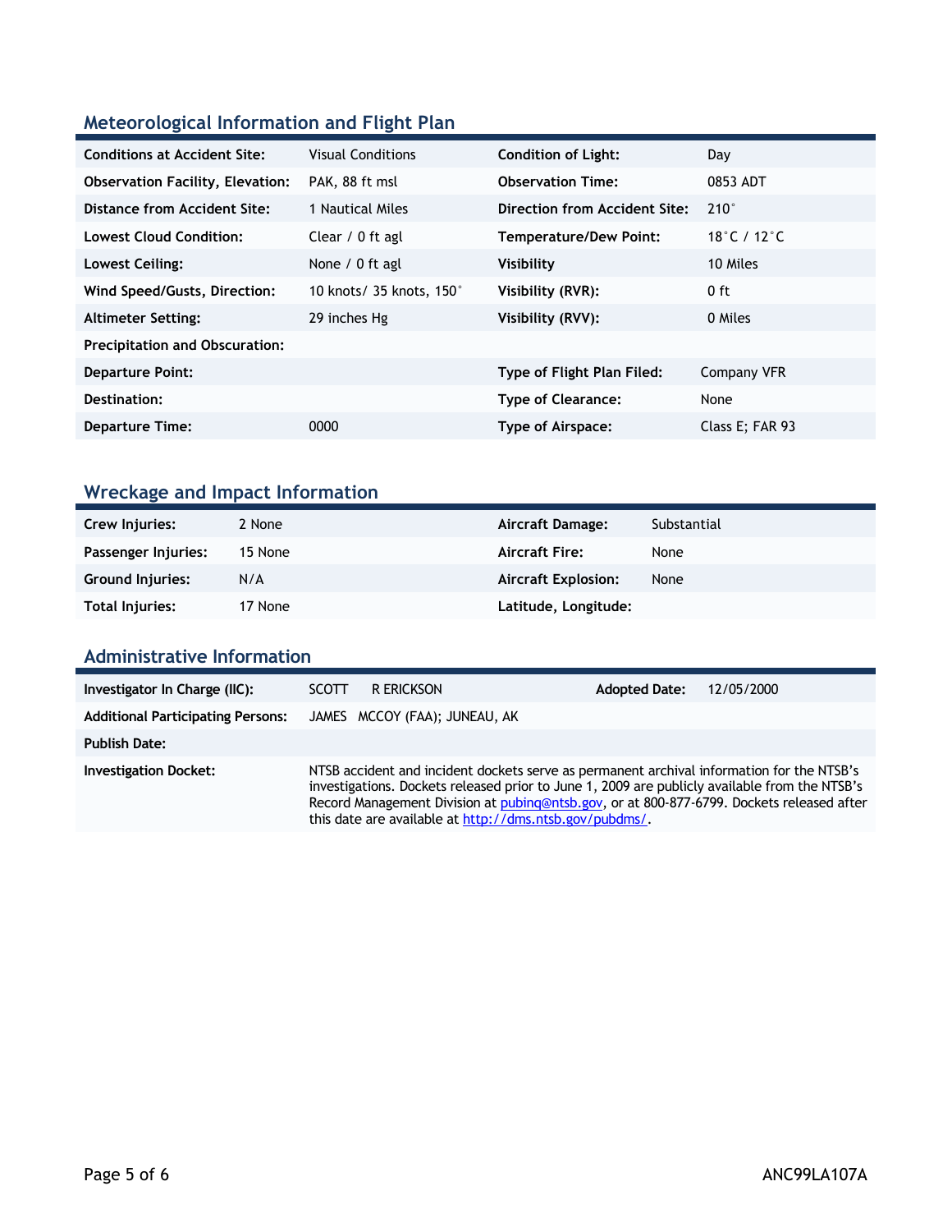## Meteorological Information and Flight Plan

| | | | |
|---|---|---|---|
| **Conditions at Accident Site:** | Visual Conditions | **Condition of Light:** | Day |
| **Observation Facility, Elevation:** | PAK, 88 ft msl | **Observation Time:** | 0853 ADT |
| **Distance from Accident Site:** | 1 Nautical Miles | **Direction from Accident Site:** | 210° |
| **Lowest Cloud Condition:** | Clear / 0 ft agl | **Temperature/Dew Point:** | 18°C / 12°C |
| **Lowest Ceiling:** | None / 0 ft agl | **Visibility** | 10 Miles |
| **Wind Speed/Gusts, Direction:** | 10 knots/ 35 knots, 150° | **Visibility (RVR):** | 0 ft |
| **Altimeter Setting:** | 29 inches Hg | **Visibility (RVV):** | 0 Miles |
| **Precipitation and Obscuration:** | | | |
| **Departure Point:** | | **Type of Flight Plan Filed:** | Company VFR |
| **Destination:** | | **Type of Clearance:** | None |
| **Departure Time:** | 0000 | **Type of Airspace:** | Class E; FAR 93 |

## Wreckage and Impact Information

| | | | |
|---|---|---|---|
| **Crew Injuries:** | 2 None | **Aircraft Damage:** | Substantial |
| **Passenger Injuries:** | 15 None | **Aircraft Fire:** | None |
| **Ground Injuries:** | N/A | **Aircraft Explosion:** | None |
| **Total Injuries:** | 17 None | **Latitude, Longitude:** | |

## Administrative Information

| | | | |
|---|---|---|---|
| **Investigator In Charge (IIC):** | SCOTT R ERICKSON | **Adopted Date:** | 12/05/2000 |
| **Additional Participating Persons:** | JAMES MCCOY (FAA); JUNEAU, AK | | |
| **Publish Date:** | | | |
| **Investigation Docket:** | NTSB accident and incident dockets serve as permanent archival information for the NTSB's investigations. Dockets released prior to June 1, 2009 are publicly available from the NTSB's Record Management Division at pubinq@ntsb.gov, or at 800-877-6799. Dockets released after this date are available at http://dms.ntsb.gov/pubdms/. | | |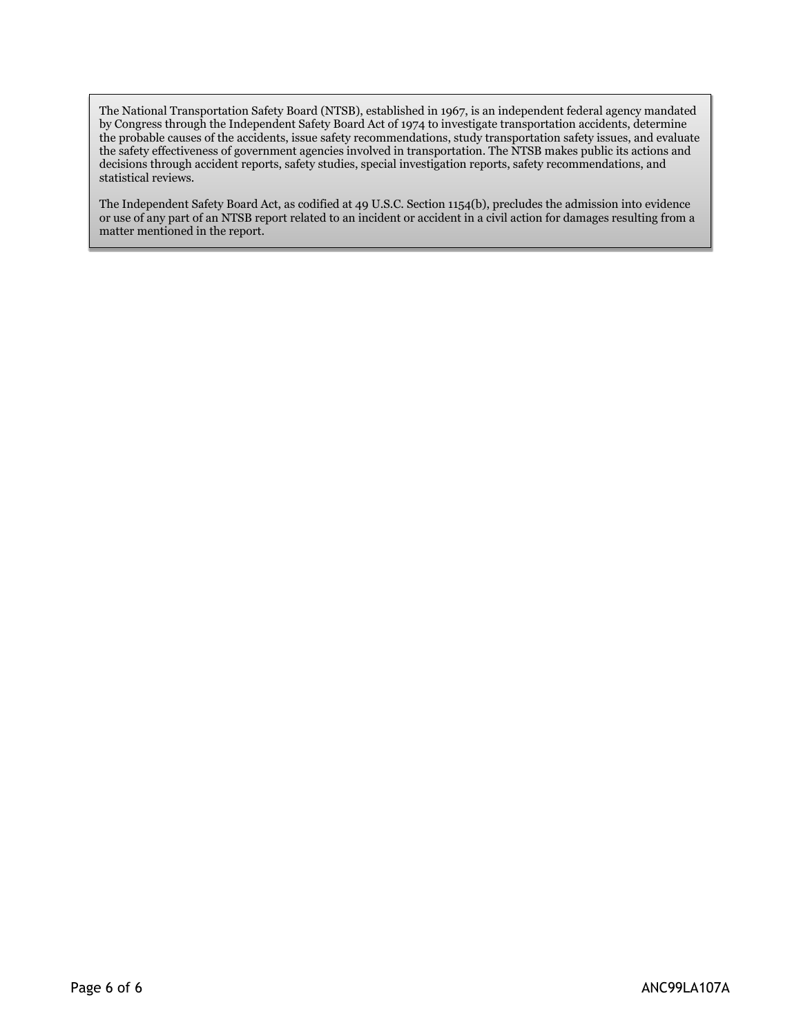The National Transportation Safety Board (NTSB), established in 1967, is an independent federal agency mandated by Congress through the Independent Safety Board Act of 1974 to investigate transportation accidents, determine the probable causes of the accidents, issue safety recommendations, study transportation safety issues, and evaluate the safety effectiveness of government agencies involved in transportation. The NTSB makes public its actions and decisions through accident reports, safety studies, special investigation reports, safety recommendations, and statistical reviews.

The Independent Safety Board Act, as codified at 49 U.S.C. Section 1154(b), precludes the admission into evidence or use of any part of an NTSB report related to an incident or accident in a civil action for damages resulting from a matter mentioned in the report.